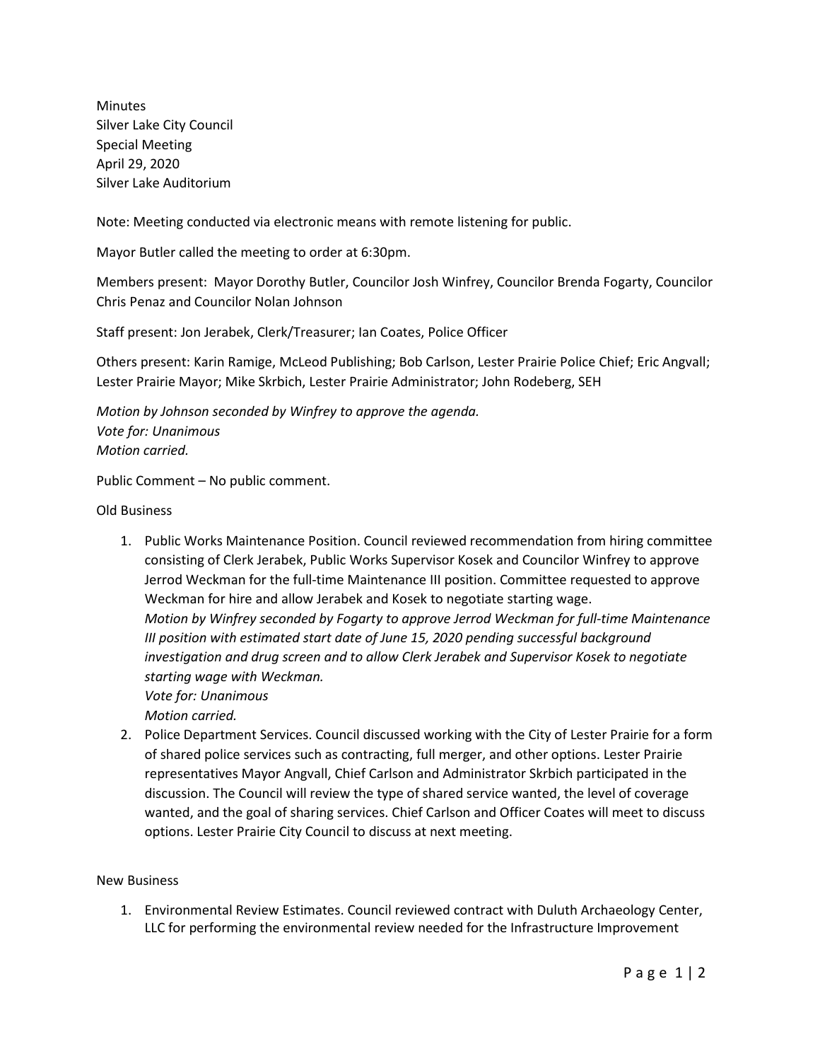Minutes
Silver Lake City Council
Special Meeting
April 29, 2020
Silver Lake Auditorium

Note: Meeting conducted via electronic means with remote listening for public.

Mayor Butler called the meeting to order at 6:30pm.

Members present: Mayor Dorothy Butler, Councilor Josh Winfrey, Councilor Brenda Fogarty, Councilor Chris Penaz and Councilor Nolan Johnson

Staff present: Jon Jerabek, Clerk/Treasurer; Ian Coates, Police Officer

Others present: Karin Ramige, McLeod Publishing; Bob Carlson, Lester Prairie Police Chief; Eric Angvall; Lester Prairie Mayor; Mike Skrbich, Lester Prairie Administrator; John Rodeberg, SEH

*Motion by Johnson seconded by Winfrey to approve the agenda.*
*Vote for: Unanimous*
*Motion carried.*

Public Comment – No public comment.

Old Business

1. Public Works Maintenance Position. Council reviewed recommendation from hiring committee consisting of Clerk Jerabek, Public Works Supervisor Kosek and Councilor Winfrey to approve Jerrod Weckman for the full-time Maintenance III position. Committee requested to approve Weckman for hire and allow Jerabek and Kosek to negotiate starting wage.
   *Motion by Winfrey seconded by Fogarty to approve Jerrod Weckman for full-time Maintenance III position with estimated start date of June 15, 2020 pending successful background investigation and drug screen and to allow Clerk Jerabek and Supervisor Kosek to negotiate starting wage with Weckman.*
   *Vote for: Unanimous*
   *Motion carried.*
2. Police Department Services. Council discussed working with the City of Lester Prairie for a form of shared police services such as contracting, full merger, and other options. Lester Prairie representatives Mayor Angvall, Chief Carlson and Administrator Skrbich participated in the discussion. The Council will review the type of shared service wanted, the level of coverage wanted, and the goal of sharing services. Chief Carlson and Officer Coates will meet to discuss options. Lester Prairie City Council to discuss at next meeting.

New Business

1. Environmental Review Estimates. Council reviewed contract with Duluth Archaeology Center, LLC for performing the environmental review needed for the Infrastructure Improvement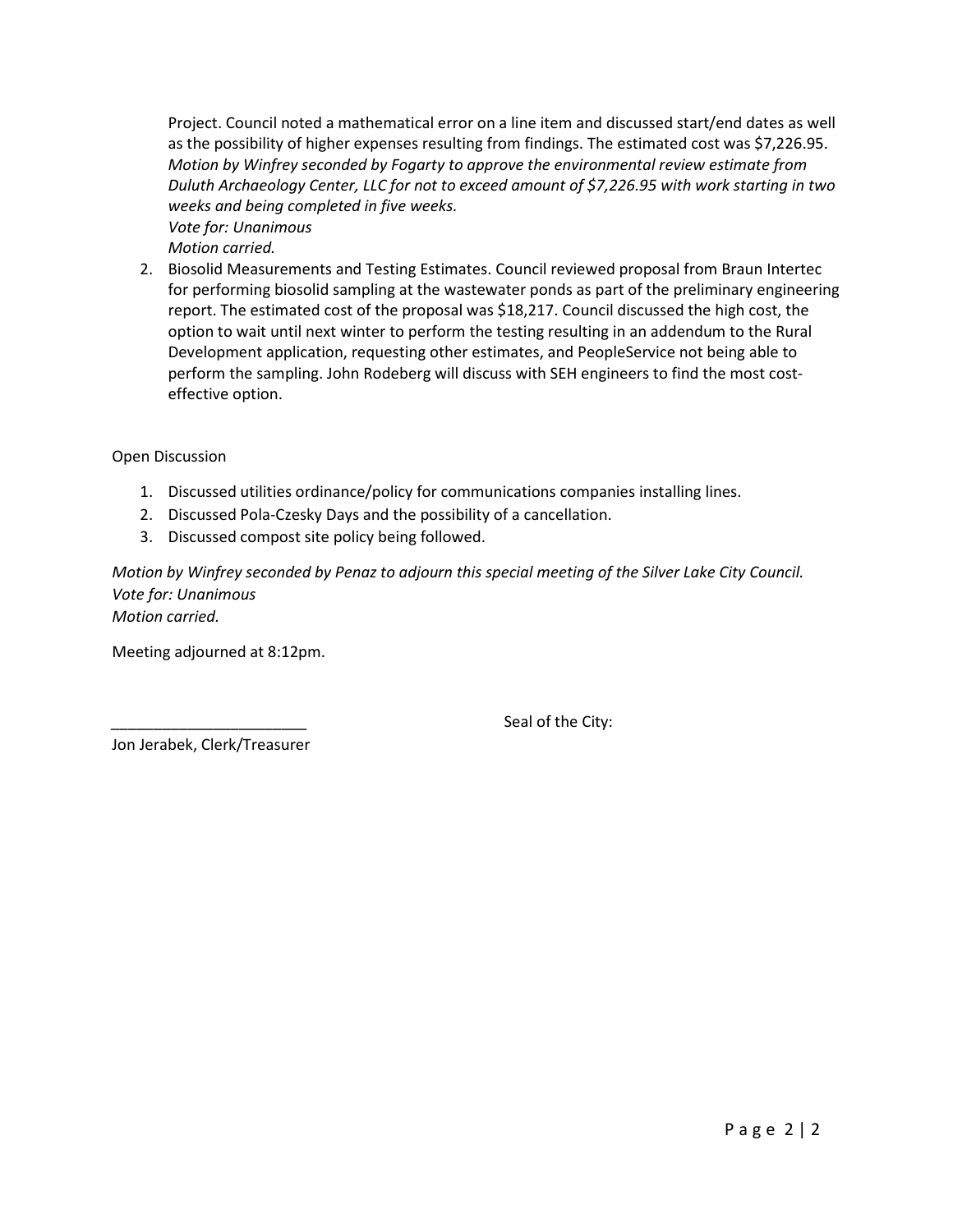Project. Council noted a mathematical error on a line item and discussed start/end dates as well as the possibility of higher expenses resulting from findings. The estimated cost was $7,226.95.
*Motion by Winfrey seconded by Fogarty to approve the environmental review estimate from Duluth Archaeology Center, LLC for not to exceed amount of $7,226.95 with work starting in two weeks and being completed in five weeks.*
*Vote for: Unanimous*
*Motion carried.*

2. Biosolid Measurements and Testing Estimates. Council reviewed proposal from Braun Intertec for performing biosolid sampling at the wastewater ponds as part of the preliminary engineering report. The estimated cost of the proposal was $18,217. Council discussed the high cost, the option to wait until next winter to perform the testing resulting in an addendum to the Rural Development application, requesting other estimates, and PeopleService not being able to perform the sampling. John Rodeberg will discuss with SEH engineers to find the most cost-effective option.

Open Discussion

1. Discussed utilities ordinance/policy for communications companies installing lines.
2. Discussed Pola-Czesky Days and the possibility of a cancellation.
3. Discussed compost site policy being followed.

*Motion by Winfrey seconded by Penaz to adjourn this special meeting of the Silver Lake City Council.*
*Vote for: Unanimous*
*Motion carried.*

Meeting adjourned at 8:12pm.

_______________________ Seal of the City:

Jon Jerabek, Clerk/Treasurer